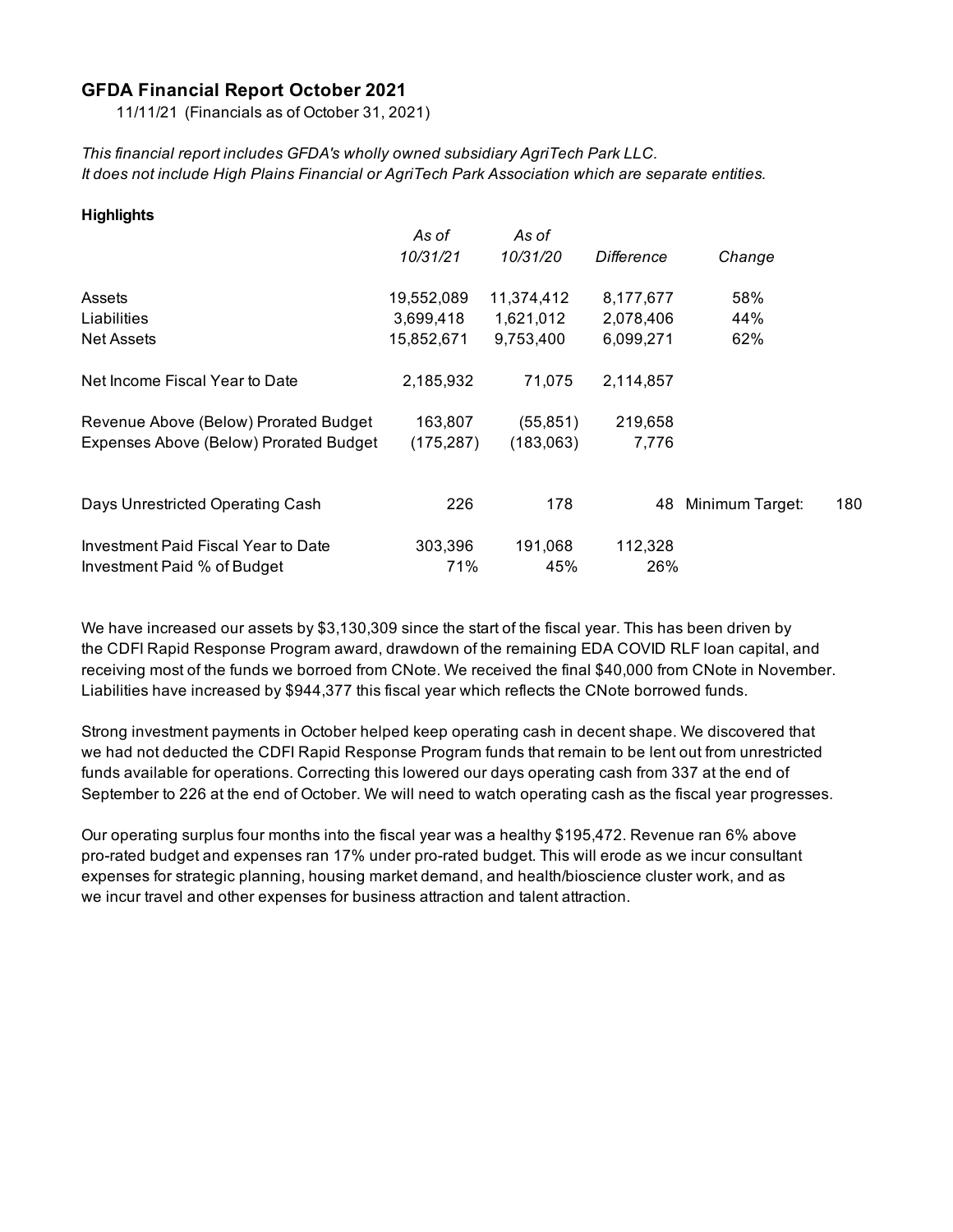## GFDA Financial Report October 2021

11/11/21 (Financials as of October 31, 2021)

*This financial report includes GFDA's wholly owned subsidiary AgriTech Park LLC.*
*It does not include High Plains Financial or AgriTech Park Association which are separate entities.*

**Highlights**

| | *As of 10/31/21* | *As of 10/31/20* | *Difference* | *Change* | |
|---|---|---|---|---|---|
| Assets | 19,552,089 | 11,374,412 | 8,177,677 | 58% | |
| Liabilities | 3,699,418 | 1,621,012 | 2,078,406 | 44% | |
| Net Assets | 15,852,671 | 9,753,400 | 6,099,271 | 62% | |
| Net Income Fiscal Year to Date | 2,185,932 | 71,075 | 2,114,857 | | |
| Revenue Above (Below) Prorated Budget | 163,807 | (55,851) | 219,658 | | |
| Expenses Above (Below) Prorated Budget | (175,287) | (183,063) | 7,776 | | |
| Days Unrestricted Operating Cash | 226 | 178 | 48 | Minimum Target: | 180 |
| Investment Paid Fiscal Year to Date | 303,396 | 191,068 | 112,328 | | |
| Investment Paid % of Budget | 71% | 45% | 26% | | |

We have increased our assets by $3,130,309 since the start of the fiscal year. This has been driven by the CDFI Rapid Response Program award, drawdown of the remaining EDA COVID RLF loan capital, and receiving most of the funds we borroed from CNote. We received the final $40,000 from CNote in November. Liabilities have increased by $944,377 this fiscal year which reflects the CNote borrowed funds.

Strong investment payments in October helped keep operating cash in decent shape. We discovered that we had not deducted the CDFI Rapid Response Program funds that remain to be lent out from unrestricted funds available for operations. Correcting this lowered our days operating cash from 337 at the end of September to 226 at the end of October. We will need to watch operating cash as the fiscal year progresses.

Our operating surplus four months into the fiscal year was a healthy $195,472. Revenue ran 6% above pro-rated budget and expenses ran 17% under pro-rated budget. This will erode as we incur consultant expenses for strategic planning, housing market demand, and health/bioscience cluster work, and as we incur travel and other expenses for business attraction and talent attraction.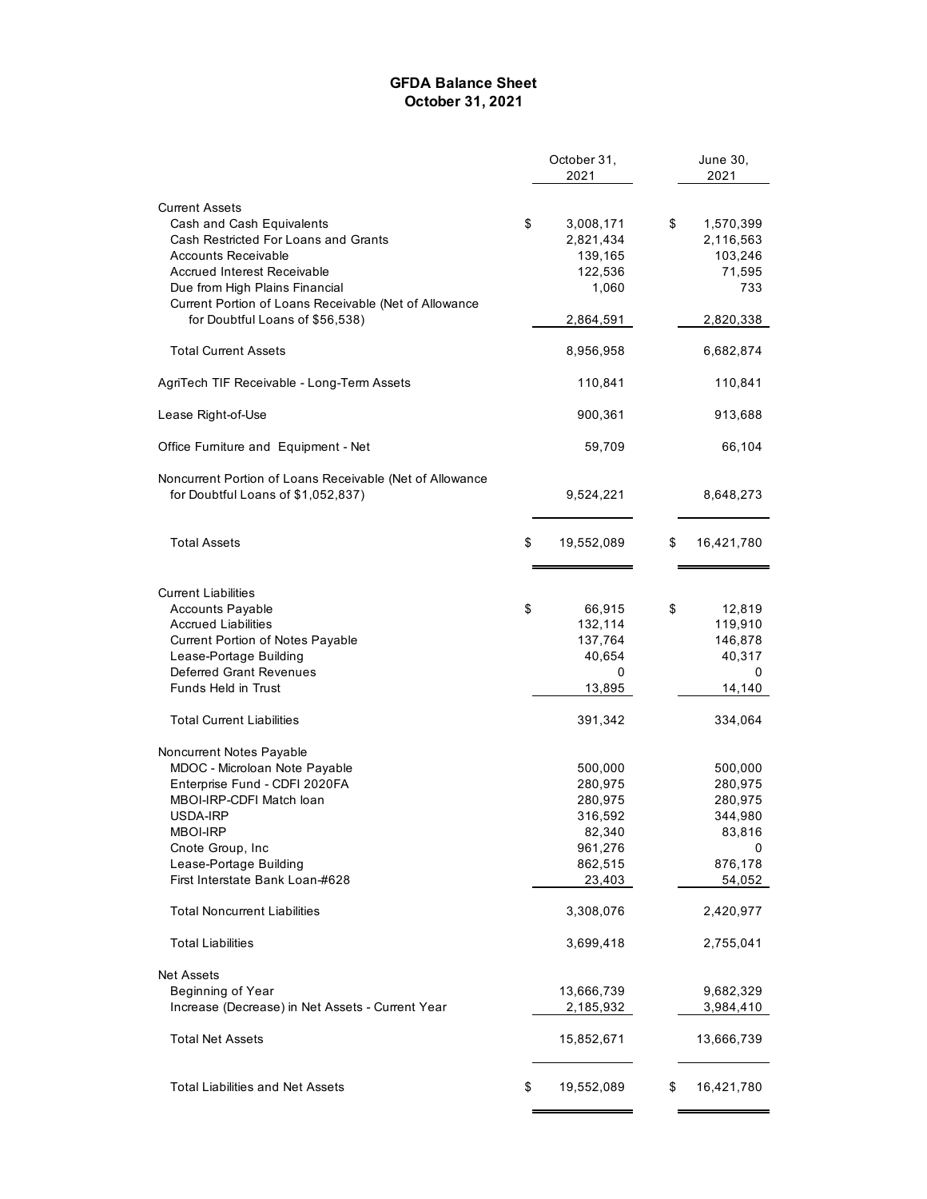# GFDA Balance Sheet
## October 31, 2021

| | October 31, 2021 | June 30, 2021 |
|---|---|---|
| **Current Assets** | | |
| Cash and Cash Equivalents | $ 3,008,171 | $ 1,570,399 |
| Cash Restricted For Loans and Grants | 2,821,434 | 2,116,563 |
| Accounts Receivable | 139,165 | 103,246 |
| Accrued Interest Receivable | 122,536 | 71,595 |
| Due from High Plains Financial | 1,060 | 733 |
| Current Portion of Loans Receivable (Net of Allowance for Doubtful Loans of $56,538) | 2,864,591 | 2,820,338 |
| Total Current Assets | 8,956,958 | 6,682,874 |
| AgriTech TIF Receivable - Long-Term Assets | 110,841 | 110,841 |
| Lease Right-of-Use | 900,361 | 913,688 |
| Office Furniture and Equipment - Net | 59,709 | 66,104 |
| Noncurrent Portion of Loans Receivable (Net of Allowance for Doubtful Loans of $1,052,837) | 9,524,221 | 8,648,273 |
| Total Assets | $ 19,552,089 | $ 16,421,780 |
| **Current Liabilities** | | |
| Accounts Payable | $ 66,915 | $ 12,819 |
| Accrued Liabilities | 132,114 | 119,910 |
| Current Portion of Notes Payable | 137,764 | 146,878 |
| Lease-Portage Building | 40,654 | 40,317 |
| Deferred Grant Revenues | 0 | 0 |
| Funds Held in Trust | 13,895 | 14,140 |
| Total Current Liabilities | 391,342 | 334,064 |
| **Noncurrent Notes Payable** | | |
| MDOC - Microloan Note Payable | 500,000 | 500,000 |
| Enterprise Fund - CDFI 2020FA | 280,975 | 280,975 |
| MBOI-IRP-CDFI Match loan | 280,975 | 280,975 |
| USDA-IRP | 316,592 | 344,980 |
| MBOI-IRP | 82,340 | 83,816 |
| Cnote Group, Inc | 961,276 | 0 |
| Lease-Portage Building | 862,515 | 876,178 |
| First Interstate Bank Loan-#628 | 23,403 | 54,052 |
| Total Noncurrent Liabilities | 3,308,076 | 2,420,977 |
| Total Liabilities | 3,699,418 | 2,755,041 |
| **Net Assets** | | |
| Beginning of Year | 13,666,739 | 9,682,329 |
| Increase (Decrease) in Net Assets - Current Year | 2,185,932 | 3,984,410 |
| Total Net Assets | 15,852,671 | 13,666,739 |
| Total Liabilities and Net Assets | $ 19,552,089 | $ 16,421,780 |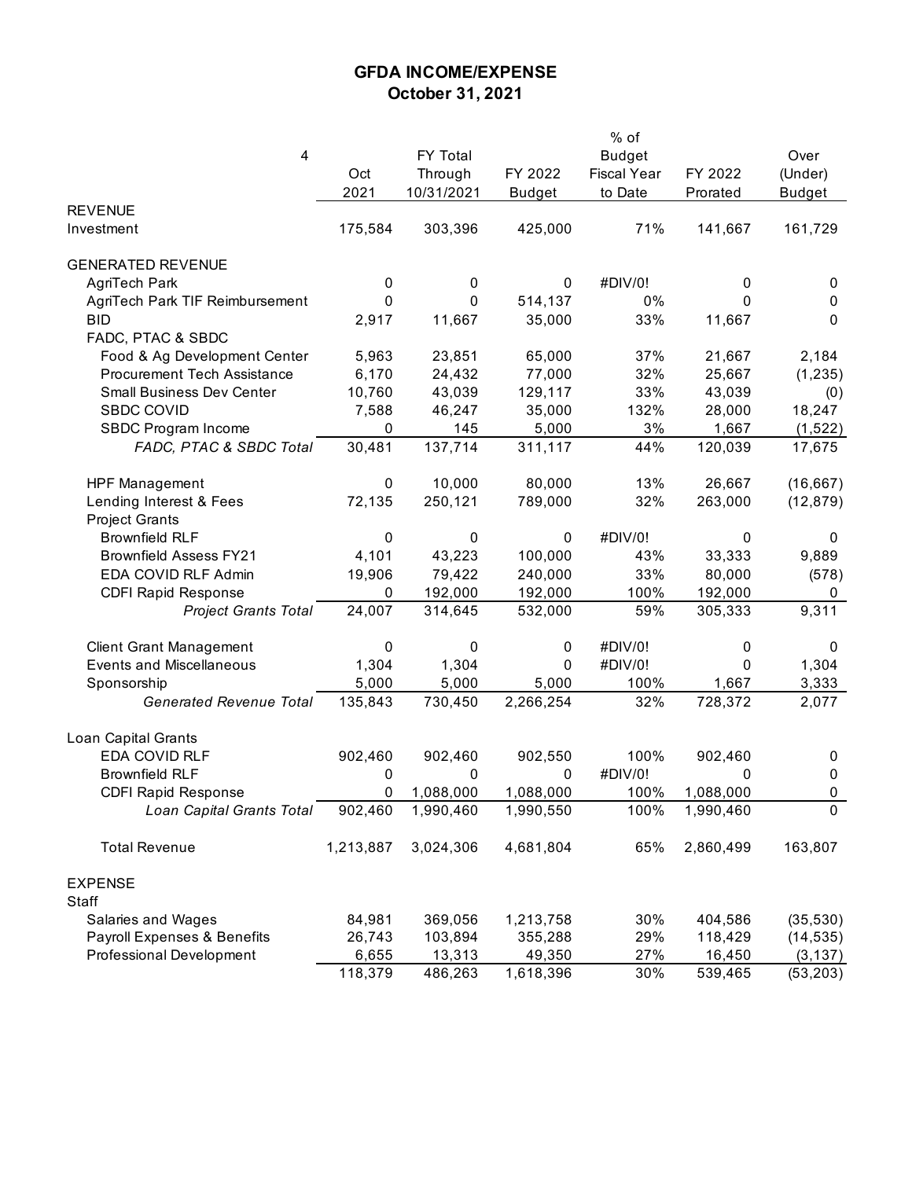# GFDA INCOME/EXPENSE
## October 31, 2021

| 4 | Oct 2021 | FY Total Through 10/31/2021 | FY 2022 Budget | % of Budget Fiscal Year to Date | FY 2022 Prorated | Over (Under) Budget |
|---|---|---|---|---|---|---|
| REVENUE | | | | | | |
| Investment | 175,584 | 303,396 | 425,000 | 71% | 141,667 | 161,729 |
| | | | | | | |
| GENERATED REVENUE | | | | | | |
| AgriTech Park | 0 | 0 | 0 | #DIV/0! | 0 | 0 |
| AgriTech Park TIF Reimbursement | 0 | 0 | 514,137 | 0% | 0 | 0 |
| BID | 2,917 | 11,667 | 35,000 | 33% | 11,667 | 0 |
| FADC, PTAC & SBDC | | | | | | |
| Food & Ag Development Center | 5,963 | 23,851 | 65,000 | 37% | 21,667 | 2,184 |
| Procurement Tech Assistance | 6,170 | 24,432 | 77,000 | 32% | 25,667 | (1,235) |
| Small Business Dev Center | 10,760 | 43,039 | 129,117 | 33% | 43,039 | (0) |
| SBDC COVID | 7,588 | 46,247 | 35,000 | 132% | 28,000 | 18,247 |
| SBDC Program Income | 0 | 145 | 5,000 | 3% | 1,667 | (1,522) |
| *FADC, PTAC & SBDC Total* | 30,481 | 137,714 | 311,117 | 44% | 120,039 | 17,675 |
| | | | | | | |
| HPF Management | 0 | 10,000 | 80,000 | 13% | 26,667 | (16,667) |
| Lending Interest & Fees | 72,135 | 250,121 | 789,000 | 32% | 263,000 | (12,879) |
| Project Grants | | | | | | |
| Brownfield RLF | 0 | 0 | 0 | #DIV/0! | 0 | 0 |
| Brownfield Assess FY21 | 4,101 | 43,223 | 100,000 | 43% | 33,333 | 9,889 |
| EDA COVID RLF Admin | 19,906 | 79,422 | 240,000 | 33% | 80,000 | (578) |
| CDFI Rapid Response | 0 | 192,000 | 192,000 | 100% | 192,000 | 0 |
| *Project Grants Total* | 24,007 | 314,645 | 532,000 | 59% | 305,333 | 9,311 |
| | | | | | | |
| Client Grant Management | 0 | 0 | 0 | #DIV/0! | 0 | 0 |
| Events and Miscellaneous | 1,304 | 1,304 | 0 | #DIV/0! | 0 | 1,304 |
| Sponsorship | 5,000 | 5,000 | 5,000 | 100% | 1,667 | 3,333 |
| *Generated Revenue Total* | 135,843 | 730,450 | 2,266,254 | 32% | 728,372 | 2,077 |
| | | | | | | |
| Loan Capital Grants | | | | | | |
| EDA COVID RLF | 902,460 | 902,460 | 902,550 | 100% | 902,460 | 0 |
| Brownfield RLF | 0 | 0 | 0 | #DIV/0! | 0 | 0 |
| CDFI Rapid Response | 0 | 1,088,000 | 1,088,000 | 100% | 1,088,000 | 0 |
| *Loan Capital Grants Total* | 902,460 | 1,990,460 | 1,990,550 | 100% | 1,990,460 | 0 |
| | | | | | | |
| Total Revenue | 1,213,887 | 3,024,306 | 4,681,804 | 65% | 2,860,499 | 163,807 |
| | | | | | | |
| EXPENSE | | | | | | |
| Staff | | | | | | |
| Salaries and Wages | 84,981 | 369,056 | 1,213,758 | 30% | 404,586 | (35,530) |
| Payroll Expenses & Benefits | 26,743 | 103,894 | 355,288 | 29% | 118,429 | (14,535) |
| Professional Development | 6,655 | 13,313 | 49,350 | 27% | 16,450 | (3,137) |
| | 118,379 | 486,263 | 1,618,396 | 30% | 539,465 | (53,203) |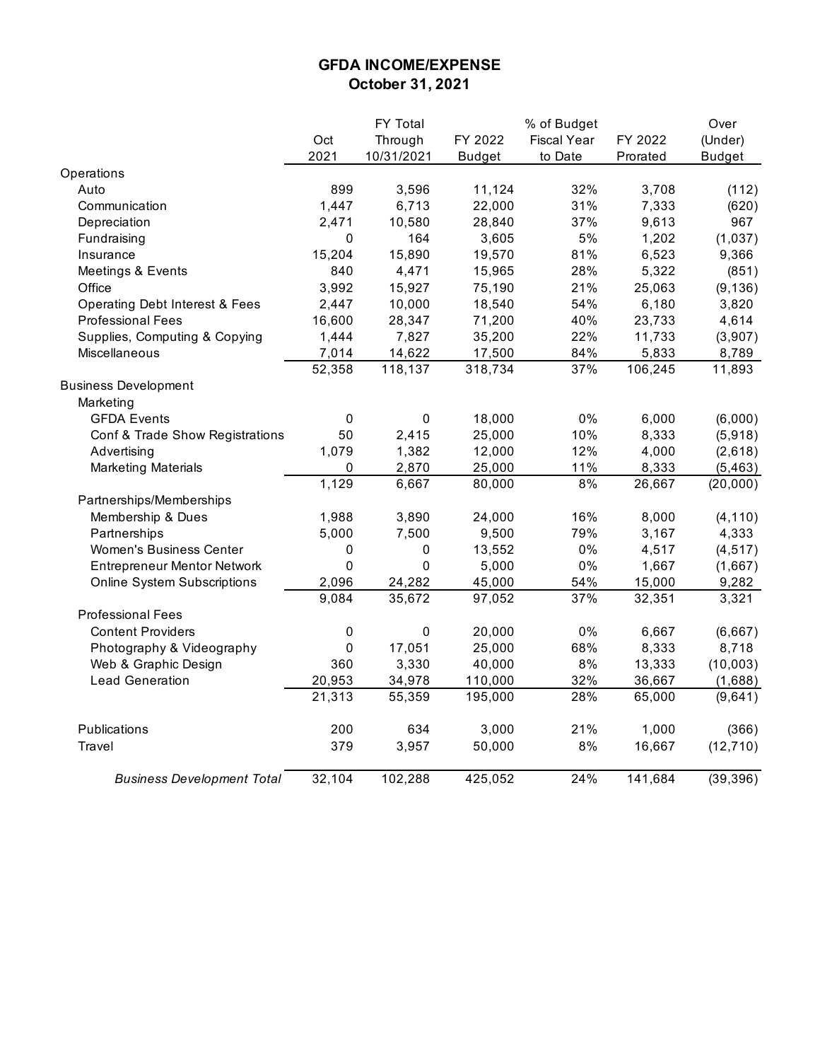# GFDA INCOME/EXPENSE
## October 31, 2021

| | Oct 2021 | FY Total Through 10/31/2021 | FY 2022 Budget | % of Budget Fiscal Year to Date | FY 2022 Prorated | Over (Under) Budget |
|---|---|---|---|---|---|---|
| Operations | | | | | | |
| Auto | 899 | 3,596 | 11,124 | 32% | 3,708 | (112) |
| Communication | 1,447 | 6,713 | 22,000 | 31% | 7,333 | (620) |
| Depreciation | 2,471 | 10,580 | 28,840 | 37% | 9,613 | 967 |
| Fundraising | 0 | 164 | 3,605 | 5% | 1,202 | (1,037) |
| Insurance | 15,204 | 15,890 | 19,570 | 81% | 6,523 | 9,366 |
| Meetings & Events | 840 | 4,471 | 15,965 | 28% | 5,322 | (851) |
| Office | 3,992 | 15,927 | 75,190 | 21% | 25,063 | (9,136) |
| Operating Debt Interest & Fees | 2,447 | 10,000 | 18,540 | 54% | 6,180 | 3,820 |
| Professional Fees | 16,600 | 28,347 | 71,200 | 40% | 23,733 | 4,614 |
| Supplies, Computing & Copying | 1,444 | 7,827 | 35,200 | 22% | 11,733 | (3,907) |
| Miscellaneous | 7,014 | 14,622 | 17,500 | 84% | 5,833 | 8,789 |
| | 52,358 | 118,137 | 318,734 | 37% | 106,245 | 11,893 |
| Business Development | | | | | | |
| Marketing | | | | | | |
| GFDA Events | 0 | 0 | 18,000 | 0% | 6,000 | (6,000) |
| Conf & Trade Show Registrations | 50 | 2,415 | 25,000 | 10% | 8,333 | (5,918) |
| Advertising | 1,079 | 1,382 | 12,000 | 12% | 4,000 | (2,618) |
| Marketing Materials | 0 | 2,870 | 25,000 | 11% | 8,333 | (5,463) |
| | 1,129 | 6,667 | 80,000 | 8% | 26,667 | (20,000) |
| Partnerships/Memberships | | | | | | |
| Membership & Dues | 1,988 | 3,890 | 24,000 | 16% | 8,000 | (4,110) |
| Partnerships | 5,000 | 7,500 | 9,500 | 79% | 3,167 | 4,333 |
| Women's Business Center | 0 | 0 | 13,552 | 0% | 4,517 | (4,517) |
| Entrepreneur Mentor Network | 0 | 0 | 5,000 | 0% | 1,667 | (1,667) |
| Online System Subscriptions | 2,096 | 24,282 | 45,000 | 54% | 15,000 | 9,282 |
| | 9,084 | 35,672 | 97,052 | 37% | 32,351 | 3,321 |
| Professional Fees | | | | | | |
| Content Providers | 0 | 0 | 20,000 | 0% | 6,667 | (6,667) |
| Photography & Videography | 0 | 17,051 | 25,000 | 68% | 8,333 | 8,718 |
| Web & Graphic Design | 360 | 3,330 | 40,000 | 8% | 13,333 | (10,003) |
| Lead Generation | 20,953 | 34,978 | 110,000 | 32% | 36,667 | (1,688) |
| | 21,313 | 55,359 | 195,000 | 28% | 65,000 | (9,641) |
| Publications | 200 | 634 | 3,000 | 21% | 1,000 | (366) |
| Travel | 379 | 3,957 | 50,000 | 8% | 16,667 | (12,710) |
| *Business Development Total* | 32,104 | 102,288 | 425,052 | 24% | 141,684 | (39,396) |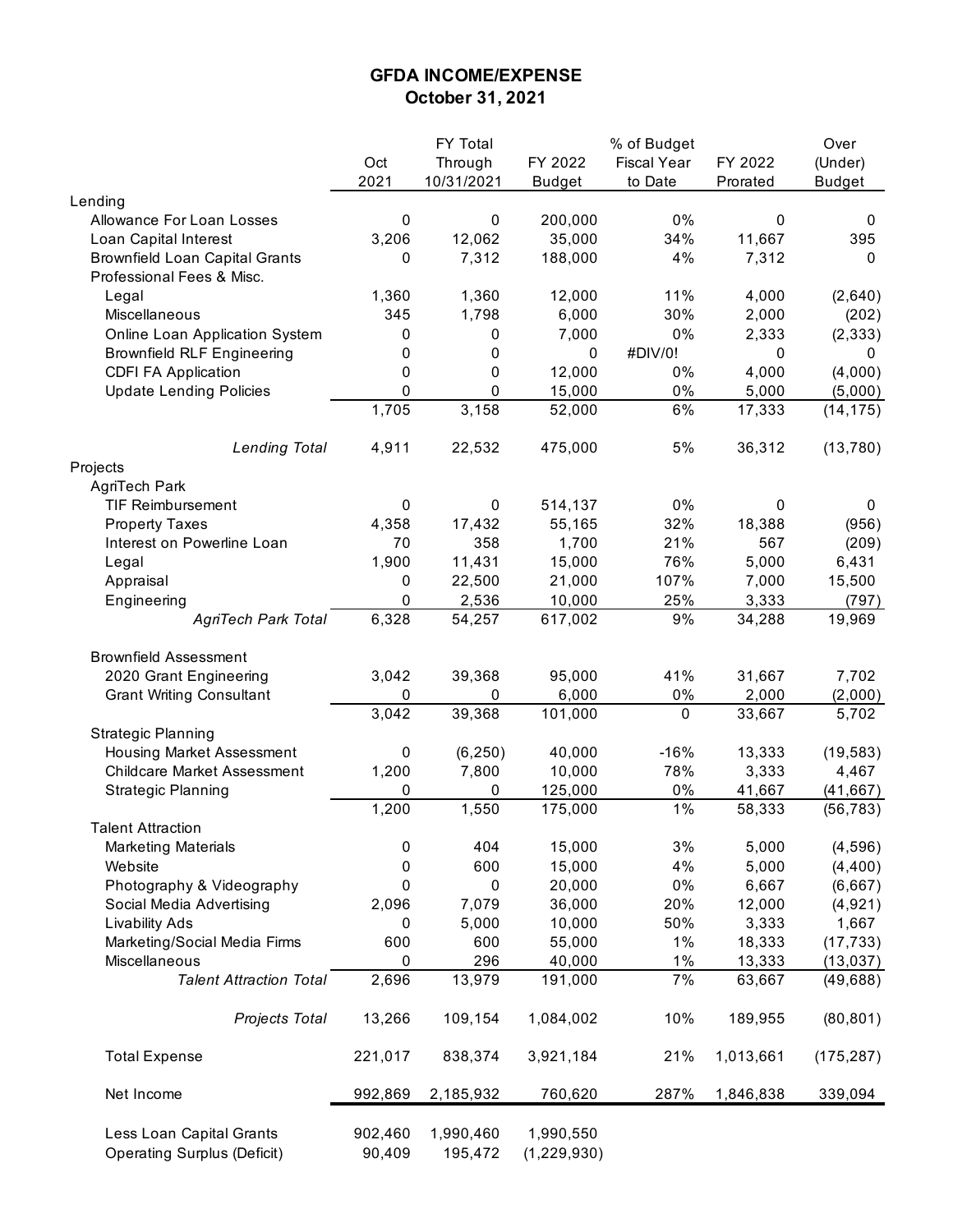# GFDA INCOME/EXPENSE
## October 31, 2021

| | Oct 2021 | FY Total Through 10/31/2021 | FY 2022 Budget | % of Budget Fiscal Year to Date | FY 2022 Prorated | Over (Under) Budget |
|---|---|---|---|---|---|---|
| Lending | | | | | | |
| Allowance For Loan Losses | 0 | 0 | 200,000 | 0% | 0 | 0 |
| Loan Capital Interest | 3,206 | 12,062 | 35,000 | 34% | 11,667 | 395 |
| Brownfield Loan Capital Grants | 0 | 7,312 | 188,000 | 4% | 7,312 | 0 |
| Professional Fees & Misc. | | | | | | |
| Legal | 1,360 | 1,360 | 12,000 | 11% | 4,000 | (2,640) |
| Miscellaneous | 345 | 1,798 | 6,000 | 30% | 2,000 | (202) |
| Online Loan Application System | 0 | 0 | 7,000 | 0% | 2,333 | (2,333) |
| Brownfield RLF Engineering | 0 | 0 | 0 | #DIV/0! | 0 | 0 |
| CDFI FA Application | 0 | 0 | 12,000 | 0% | 4,000 | (4,000) |
| Update Lending Policies | 0 | 0 | 15,000 | 0% | 5,000 | (5,000) |
| | 1,705 | 3,158 | 52,000 | 6% | 17,333 | (14,175) |
| *Lending Total* | 4,911 | 22,532 | 475,000 | 5% | 36,312 | (13,780) |
| Projects | | | | | | |
| AgriTech Park | | | | | | |
| TIF Reimbursement | 0 | 0 | 514,137 | 0% | 0 | 0 |
| Property Taxes | 4,358 | 17,432 | 55,165 | 32% | 18,388 | (956) |
| Interest on Powerline Loan | 70 | 358 | 1,700 | 21% | 567 | (209) |
| Legal | 1,900 | 11,431 | 15,000 | 76% | 5,000 | 6,431 |
| Appraisal | 0 | 22,500 | 21,000 | 107% | 7,000 | 15,500 |
| Engineering | 0 | 2,536 | 10,000 | 25% | 3,333 | (797) |
| *AgriTech Park Total* | 6,328 | 54,257 | 617,002 | 9% | 34,288 | 19,969 |
| Brownfield Assessment | | | | | | |
| 2020 Grant Engineering | 3,042 | 39,368 | 95,000 | 41% | 31,667 | 7,702 |
| Grant Writing Consultant | 0 | 0 | 6,000 | 0% | 2,000 | (2,000) |
| | 3,042 | 39,368 | 101,000 | 0 | 33,667 | 5,702 |
| Strategic Planning | | | | | | |
| Housing Market Assessment | 0 | (6,250) | 40,000 | -16% | 13,333 | (19,583) |
| Childcare Market Assessment | 1,200 | 7,800 | 10,000 | 78% | 3,333 | 4,467 |
| Strategic Planning | 0 | 0 | 125,000 | 0% | 41,667 | (41,667) |
| | 1,200 | 1,550 | 175,000 | 1% | 58,333 | (56,783) |
| Talent Attraction | | | | | | |
| Marketing Materials | 0 | 404 | 15,000 | 3% | 5,000 | (4,596) |
| Website | 0 | 600 | 15,000 | 4% | 5,000 | (4,400) |
| Photography & Videography | 0 | 0 | 20,000 | 0% | 6,667 | (6,667) |
| Social Media Advertising | 2,096 | 7,079 | 36,000 | 20% | 12,000 | (4,921) |
| Livability Ads | 0 | 5,000 | 10,000 | 50% | 3,333 | 1,667 |
| Marketing/Social Media Firms | 600 | 600 | 55,000 | 1% | 18,333 | (17,733) |
| Miscellaneous | 0 | 296 | 40,000 | 1% | 13,333 | (13,037) |
| *Talent Attraction Total* | 2,696 | 13,979 | 191,000 | 7% | 63,667 | (49,688) |
| *Projects Total* | 13,266 | 109,154 | 1,084,002 | 10% | 189,955 | (80,801) |
| Total Expense | 221,017 | 838,374 | 3,921,184 | 21% | 1,013,661 | (175,287) |
| Net Income | 992,869 | 2,185,932 | 760,620 | 287% | 1,846,838 | 339,094 |
| Less Loan Capital Grants | 902,460 | 1,990,460 | 1,990,550 | | | |
| Operating Surplus (Deficit) | 90,409 | 195,472 | (1,229,930) | | | |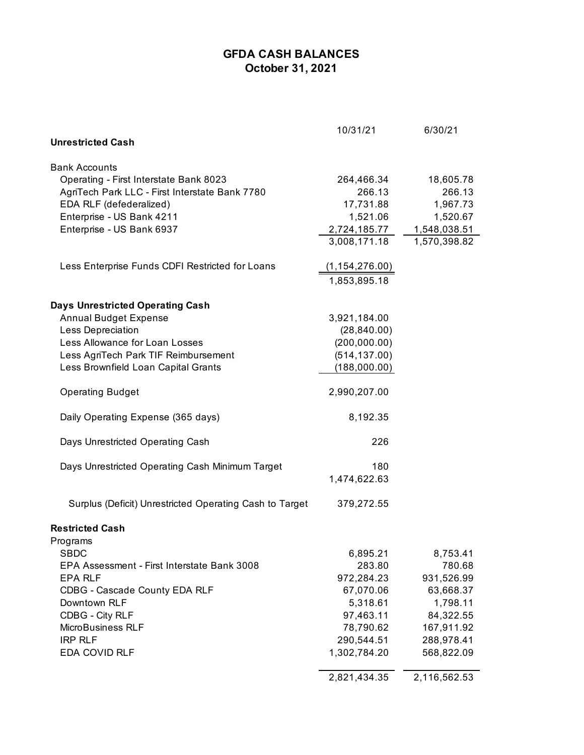# GFDA CASH BALANCES
## October 31, 2021

| | 10/31/21 | 6/30/21 |
|---|---|---|
| **Unrestricted Cash** | | |
| Bank Accounts | | |
| Operating - First Interstate Bank 8023 | 264,466.34 | 18,605.78 |
| AgriTech Park LLC - First Interstate Bank 7780 | 266.13 | 266.13 |
| EDA RLF (defederalized) | 17,731.88 | 1,967.73 |
| Enterprise - US Bank 4211 | 1,521.06 | 1,520.67 |
| Enterprise - US Bank 6937 | 2,724,185.77 | 1,548,038.51 |
| | 3,008,171.18 | 1,570,398.82 |
| Less Enterprise Funds CDFI Restricted for Loans | (1,154,276.00) | |
| | 1,853,895.18 | |
| **Days Unrestricted Operating Cash** | | |
| Annual Budget Expense | 3,921,184.00 | |
| Less Depreciation | (28,840.00) | |
| Less Allowance for Loan Losses | (200,000.00) | |
| Less AgriTech Park TIF Reimbursement | (514,137.00) | |
| Less Brownfield Loan Capital Grants | (188,000.00) | |
| Operating Budget | 2,990,207.00 | |
| Daily Operating Expense (365 days) | 8,192.35 | |
| Days Unrestricted Operating Cash | 226 | |
| Days Unrestricted Operating Cash Minimum Target | 180 | |
| | 1,474,622.63 | |
| Surplus (Deficit) Unrestricted Operating Cash to Target | 379,272.55 | |
| **Restricted Cash** | | |
| Programs | | |
| SBDC | 6,895.21 | 8,753.41 |
| EPA Assessment - First Interstate Bank 3008 | 283.80 | 780.68 |
| EPA RLF | 972,284.23 | 931,526.99 |
| CDBG - Cascade County EDA RLF | 67,070.06 | 63,668.37 |
| Downtown RLF | 5,318.61 | 1,798.11 |
| CDBG - City RLF | 97,463.11 | 84,322.55 |
| MicroBusiness RLF | 78,790.62 | 167,911.92 |
| IRP RLF | 290,544.51 | 288,978.41 |
| EDA COVID RLF | 1,302,784.20 | 568,822.09 |
| | 2,821,434.35 | 2,116,562.53 |